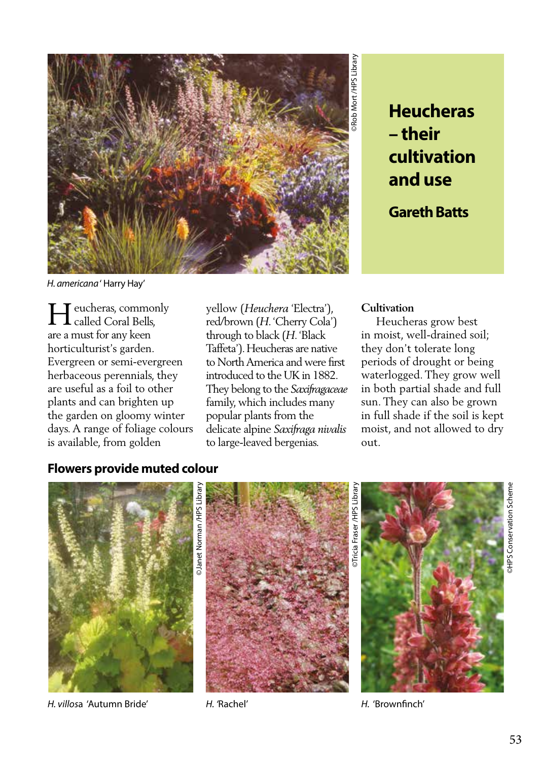H. americana 'Harry Hay'

©Rob Mort /HPS Library

# Heucheras – their cultivation and use

## Gareth Batts

Heucheras, commonly called Coral Bells, are a must for any keen horticulturist's garden. Evergreen or semi-evergreen herbaceous perennials, they are useful as a foil to other plants and can brighten up the garden on gloomy winter days. A range of foliage colours is available, from golden yellow (*Heuchera* 'Electra'), red/brown (*H.* 'Cherry Cola') through to black (*H.* 'Black Taffeta'). Heucheras are native to North America and were first introduced to the UK in 1882. They belong to the *Saxifragaceae* family, which includes many popular plants from the delicate alpine *Saxifraga nivalis* to large-leaved bergenias.

### Cultivation

Heucheras grow best in moist, well-drained soil; they don't tolerate long periods of drought or being waterlogged. They grow well in both partial shade and full sun. They can also be grown in full shade if the soil is kept moist, and not allowed to dry out.

## Flowers provide muted colour

H. villosa 'Autumn Bride'

©Janet Norman /HPS Library

H. 'Rachel'

©Tricia Fraser /HPS Library

H. 'Brownfinch'

©HPS Conservation Scheme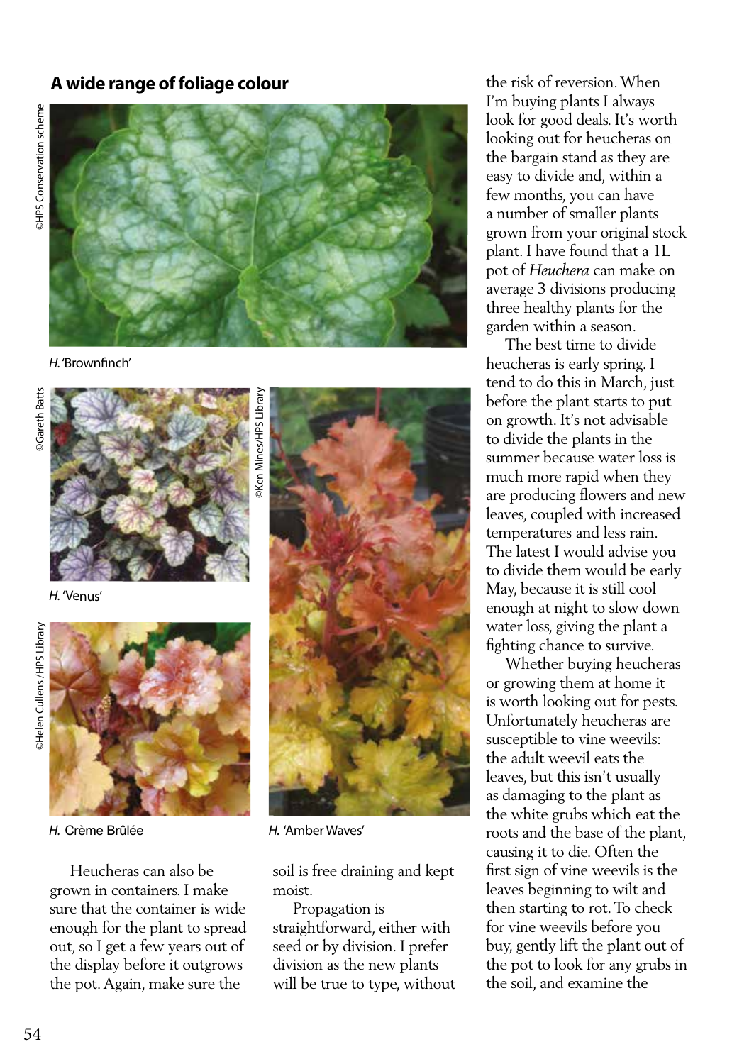## A wide range of foliage colour

©HPS Conservation scheme

*H.* 'Brownfinch'

©Gareth Batts

*H.* 'Venus'

©Helen Cullens /HPS Library

*H.* Crème Brûlée

©Ken Mines/HPS Library

*H.* 'Amber Waves'

Heucheras can also be grown in containers. I make sure that the container is wide enough for the plant to spread out, so I get a few years out of the display before it outgrows the pot. Again, make sure the soil is free draining and kept moist.

Propagation is straightforward, either with seed or by division. I prefer division as the new plants will be true to type, without the risk of reversion. When I'm buying plants I always look for good deals. It's worth looking out for heucheras on the bargain stand as they are easy to divide and, within a few months, you can have a number of smaller plants grown from your original stock plant. I have found that a 1L pot of *Heuchera* can make on average 3 divisions producing three healthy plants for the garden within a season.

The best time to divide heucheras is early spring. I tend to do this in March, just before the plant starts to put on growth. It's not advisable to divide the plants in the summer because water loss is much more rapid when they are producing flowers and new leaves, coupled with increased temperatures and less rain. The latest I would advise you to divide them would be early May, because it is still cool enough at night to slow down water loss, giving the plant a fighting chance to survive.

Whether buying heucheras or growing them at home it is worth looking out for pests. Unfortunately heucheras are susceptible to vine weevils: the adult weevil eats the leaves, but this isn't usually as damaging to the plant as the white grubs which eat the roots and the base of the plant, causing it to die. Often the first sign of vine weevils is the leaves beginning to wilt and then starting to rot. To check for vine weevils before you buy, gently lift the plant out of the pot to look for any grubs in the soil, and examine the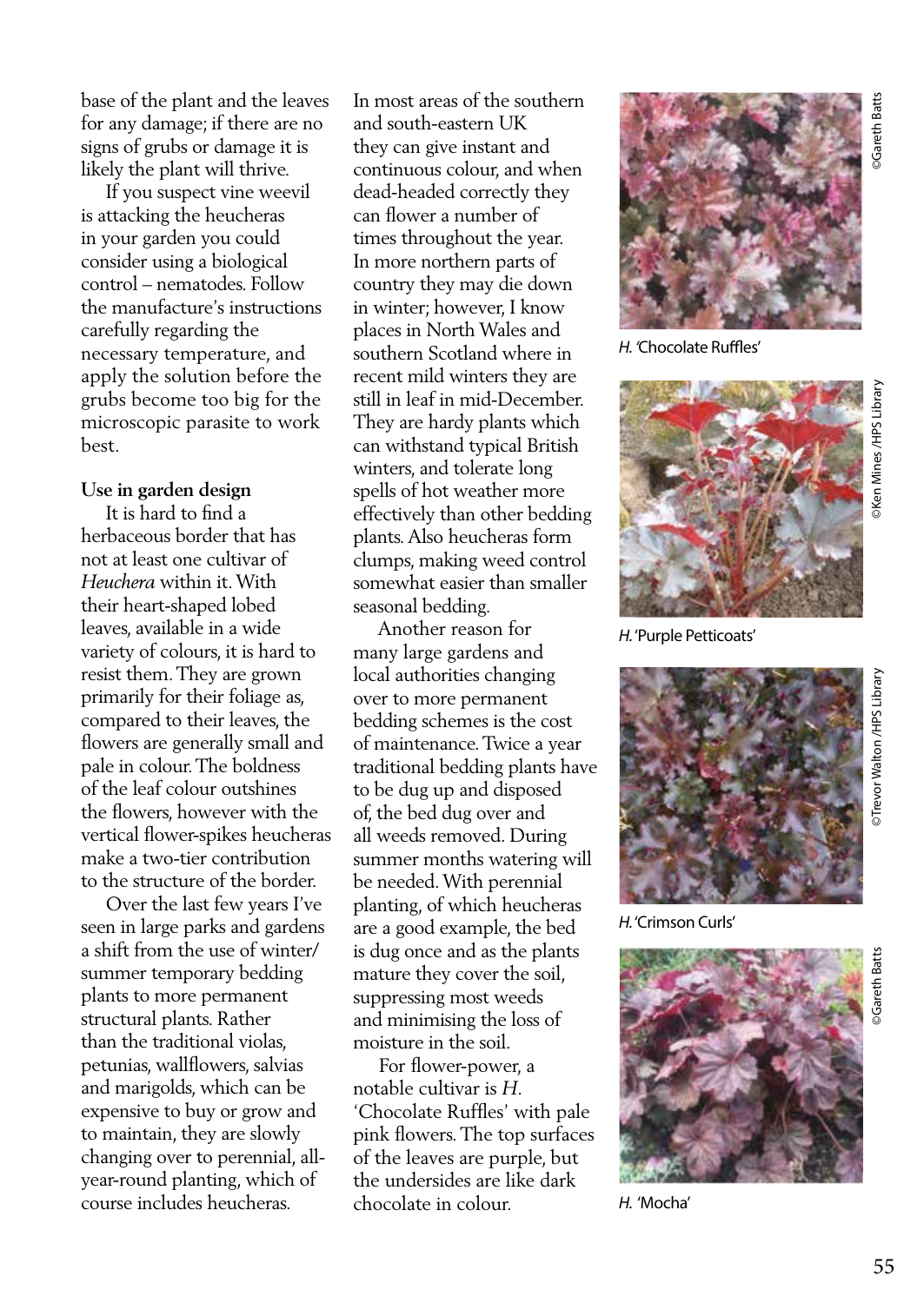base of the plant and the leaves for any damage; if there are no signs of grubs or damage it is likely the plant will thrive.

If you suspect vine weevil is attacking the heucheras in your garden you could consider using a biological control – nematodes. Follow the manufacture's instructions carefully regarding the necessary temperature, and apply the solution before the grubs become too big for the microscopic parasite to work best.

**Use in garden design**

It is hard to find a herbaceous border that has not at least one cultivar of *Heuchera* within it. With their heart-shaped lobed leaves, available in a wide variety of colours, it is hard to resist them. They are grown primarily for their foliage as, compared to their leaves, the flowers are generally small and pale in colour. The boldness of the leaf colour outshines the flowers, however with the vertical flower-spikes heucheras make a two-tier contribution to the structure of the border.

Over the last few years I've seen in large parks and gardens a shift from the use of winter/summer temporary bedding plants to more permanent structural plants. Rather than the traditional violas, petunias, wallflowers, salvias and marigolds, which can be expensive to buy or grow and to maintain, they are slowly changing over to perennial, all-year-round planting, which of course includes heucheras.

In most areas of the southern and south-eastern UK they can give instant and continuous colour, and when dead-headed correctly they can flower a number of times throughout the year. In more northern parts of country they may die down in winter; however, I know places in North Wales and southern Scotland where in recent mild winters they are still in leaf in mid-December. They are hardy plants which can withstand typical British winters, and tolerate long spells of hot weather more effectively than other bedding plants. Also heucheras form clumps, making weed control somewhat easier than smaller seasonal bedding.

Another reason for many large gardens and local authorities changing over to more permanent bedding schemes is the cost of maintenance. Twice a year traditional bedding plants have to be dug up and disposed of, the bed dug over and all weeds removed. During summer months watering will be needed. With perennial planting, of which heucheras are a good example, the bed is dug once and as the plants mature they cover the soil, suppressing most weeds and minimising the loss of moisture in the soil.

For flower-power, a notable cultivar is *H.* 'Chocolate Ruffles' with pale pink flowers. The top surfaces of the leaves are purple, but the undersides are like dark chocolate in colour.

*H.* 'Chocolate Ruffles' ©Gareth Batts

*H.* 'Purple Petticoats' ©Ken Mines /HPS Library

*H.* 'Crimson Curls' ©Trevor Walton /HPS Library

*H.* 'Mocha' ©Gareth Batts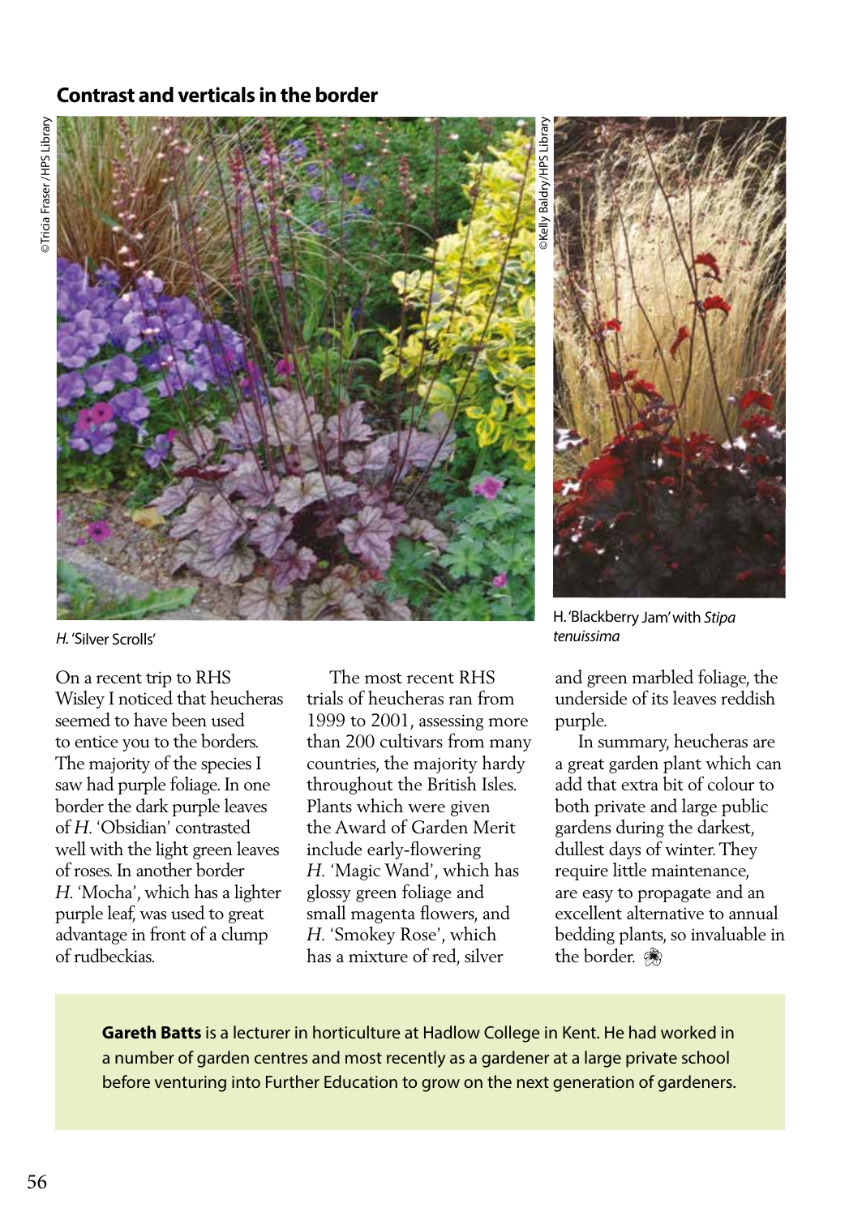## Contrast and verticals in the border

©Tricia Fraser /HPS Library

*H.* 'Silver Scrolls'

©Kelly Baldry/HPS Library

H. 'Blackberry Jam' with *Stipa tenuissima*

On a recent trip to RHS Wisley I noticed that heucheras seemed to have been used to entice you to the borders. The majority of the species I saw had purple foliage. In one border the dark purple leaves of *H.* 'Obsidian' contrasted well with the light green leaves of roses. In another border *H.* 'Mocha', which has a lighter purple leaf, was used to great advantage in front of a clump of rudbeckias.

The most recent RHS trials of heucheras ran from 1999 to 2001, assessing more than 200 cultivars from many countries, the majority hardy throughout the British Isles. Plants which were given the Award of Garden Merit include early-flowering *H.* 'Magic Wand', which has glossy green foliage and small magenta flowers, and *H.* 'Smokey Rose', which has a mixture of red, silver and green marbled foliage, the underside of its leaves reddish purple.

In summary, heucheras are a great garden plant which can add that extra bit of colour to both private and large public gardens during the darkest, dullest days of winter. They require little maintenance, are easy to propagate and an excellent alternative to annual bedding plants, so invaluable in the border.

**Gareth Batts** is a lecturer in horticulture at Hadlow College in Kent. He had worked in a number of garden centres and most recently as a gardener at a large private school before venturing into Further Education to grow on the next generation of gardeners.